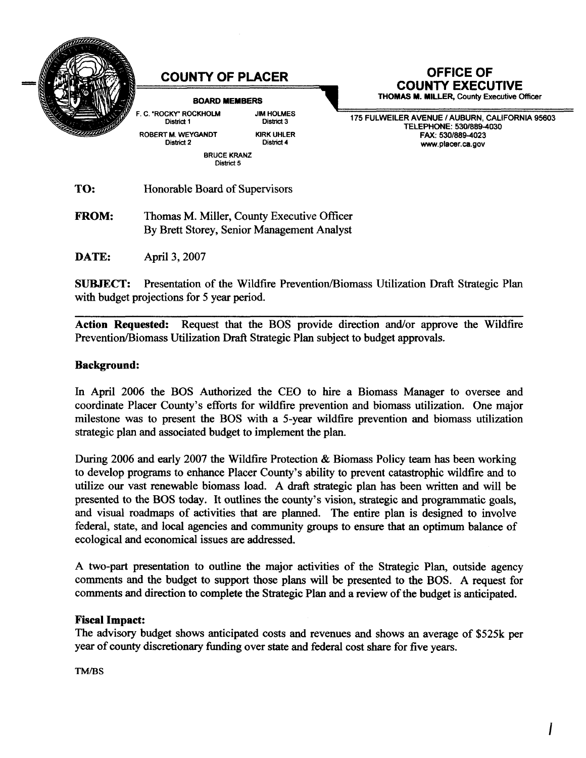# COUNTY OF PLACER

**BOARD MEMBERS**

F. C. "ROCKY" ROCKHOLM, District 1
ROBERT M. WEYGANDT, District 2
JIM HOLMES, District 3
KIRK UHLER, District 4
BRUCE KRANZ, District 5

# OFFICE OF COUNTY EXECUTIVE

**THOMAS M. MILLER,** County Executive Officer

175 FULWEILER AVENUE / AUBURN, CALIFORNIA 95603
TELEPHONE: 530/889-4030
FAX: 530/889-4023
www.placer.ca.gov

**TO:** Honorable Board of Supervisors

**FROM:** Thomas M. Miller, County Executive Officer
By Brett Storey, Senior Management Analyst

**DATE:** April 3, 2007

**SUBJECT:** Presentation of the Wildfire Prevention/Biomass Utilization Draft Strategic Plan with budget projections for 5 year period.

---

**Action Requested:** Request that the BOS provide direction and/or approve the Wildfire Prevention/Biomass Utilization Draft Strategic Plan subject to budget approvals.

**Background:**

In April 2006 the BOS Authorized the CEO to hire a Biomass Manager to oversee and coordinate Placer County's efforts for wildfire prevention and biomass utilization. One major milestone was to present the BOS with a 5-year wildfire prevention and biomass utilization strategic plan and associated budget to implement the plan.

During 2006 and early 2007 the Wildfire Protection & Biomass Policy team has been working to develop programs to enhance Placer County's ability to prevent catastrophic wildfire and to utilize our vast renewable biomass load. A draft strategic plan has been written and will be presented to the BOS today. It outlines the county's vision, strategic and programmatic goals, and visual roadmaps of activities that are planned. The entire plan is designed to involve federal, state, and local agencies and community groups to ensure that an optimum balance of ecological and economical issues are addressed.

A two-part presentation to outline the major activities of the Strategic Plan, outside agency comments and the budget to support those plans will be presented to the BOS. A request for comments and direction to complete the Strategic Plan and a review of the budget is anticipated.

**Fiscal Impact:**
The advisory budget shows anticipated costs and revenues and shows an average of $525k per year of county discretionary funding over state and federal cost share for five years.

TM/BS